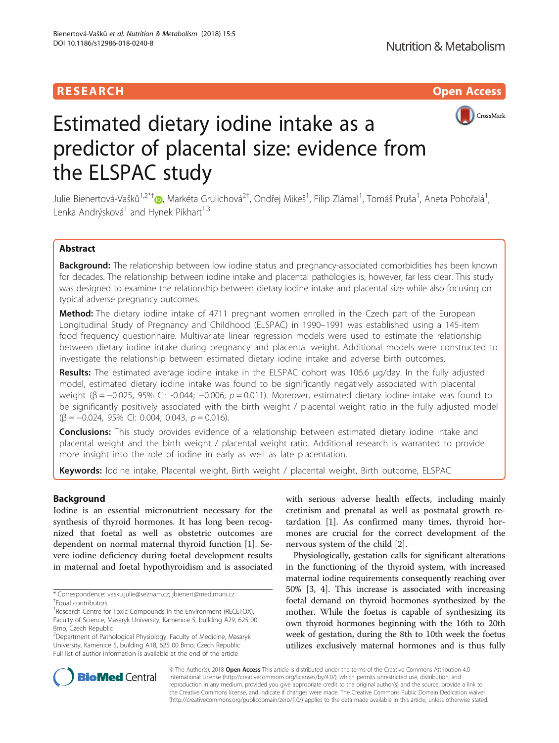RESEARCH Open Access

# Estimated dietary iodine intake as a predictor of placental size: evidence from the ELSPAC study

Julie Bienertová-Vašků[1,2*†], Markéta Grulichová[2†], Ondřej Mikeš[1], Filip Zlámal[1], Tomáš Pruša[1], Aneta Pohořalá[1], Lenka Andrýsková[1] and Hynek Pikhart[1,3]

## Abstract

**Background:** The relationship between low iodine status and pregnancy-associated comorbidities has been known for decades. The relationship between iodine intake and placental pathologies is, however, far less clear. This study was designed to examine the relationship between dietary iodine intake and placental size while also focusing on typical adverse pregnancy outcomes.

**Method:** The dietary iodine intake of 4711 pregnant women enrolled in the Czech part of the European Longitudinal Study of Pregnancy and Childhood (ELSPAC) in 1990–1991 was established using a 145-item food frequency questionnaire. Multivariate linear regression models were used to estimate the relationship between dietary iodine intake during pregnancy and placental weight. Additional models were constructed to investigate the relationship between estimated dietary iodine intake and adverse birth outcomes.

**Results:** The estimated average iodine intake in the ELSPAC cohort was 106.6 μg/day. In the fully adjusted model, estimated dietary iodine intake was found to be significantly negatively associated with placental weight ($\beta = -0.025$, 95% CI: -0.044; −0.006, $p = 0.011$). Moreover, estimated dietary iodine intake was found to be significantly positively associated with the birth weight / placental weight ratio in the fully adjusted model ($\beta = -0.024$, 95% CI: 0.004; 0.043, $p = 0.016$).

**Conclusions:** This study provides evidence of a relationship between estimated dietary iodine intake and placental weight and the birth weight / placental weight ratio. Additional research is warranted to provide more insight into the role of iodine in early as well as late placentation.

**Keywords:** Iodine intake, Placental weight, Birth weight / placental weight, Birth outcome, ELSPAC

## Background

Iodine is an essential micronutrient necessary for the synthesis of thyroid hormones. It has long been recognized that foetal as well as obstetric outcomes are dependent on normal maternal thyroid function [1]. Severe iodine deficiency during foetal development results in maternal and foetal hypothyroidism and is associated with serious adverse health effects, including mainly cretinism and prenatal as well as postnatal growth retardation [1]. As confirmed many times, thyroid hormones are crucial for the correct development of the nervous system of the child [2].

Physiologically, gestation calls for significant alterations in the functioning of the thyroid system, with increased maternal iodine requirements consequently reaching over 50% [3, 4]. This increase is associated with increasing foetal demand on thyroid hormones synthesized by the mother. While the foetus is capable of synthesizing its own thyroid hormones beginning with the 16th to 20th week of gestation, during the 8th to 10th week the foetus utilizes exclusively maternal hormones and is thus fully

\* Correspondence: vasku.julie@seznam.cz; jbienert@med.muni.cz
†Equal contributors
[1]Research Centre for Toxic Compounds in the Environment (RECETOX), Faculty of Science, Masaryk University, Kamenice 5, building A29, 625 00 Brno, Czech Republic
[2]Department of Pathological Physiology, Faculty of Medicine, Masaryk University, Kamenice 5, building A18, 625 00 Brno, Czech Republic
Full list of author information is available at the end of the article

© The Author(s). 2018 **Open Access** This article is distributed under the terms of the Creative Commons Attribution 4.0 International License (http://creativecommons.org/licenses/by/4.0/), which permits unrestricted use, distribution, and reproduction in any medium, provided you give appropriate credit to the original author(s) and the source, provide a link to the Creative Commons license, and indicate if changes were made. The Creative Commons Public Domain Dedication waiver (http://creativecommons.org/publicdomain/zero/1.0/) applies to the data made available in this article, unless otherwise stated.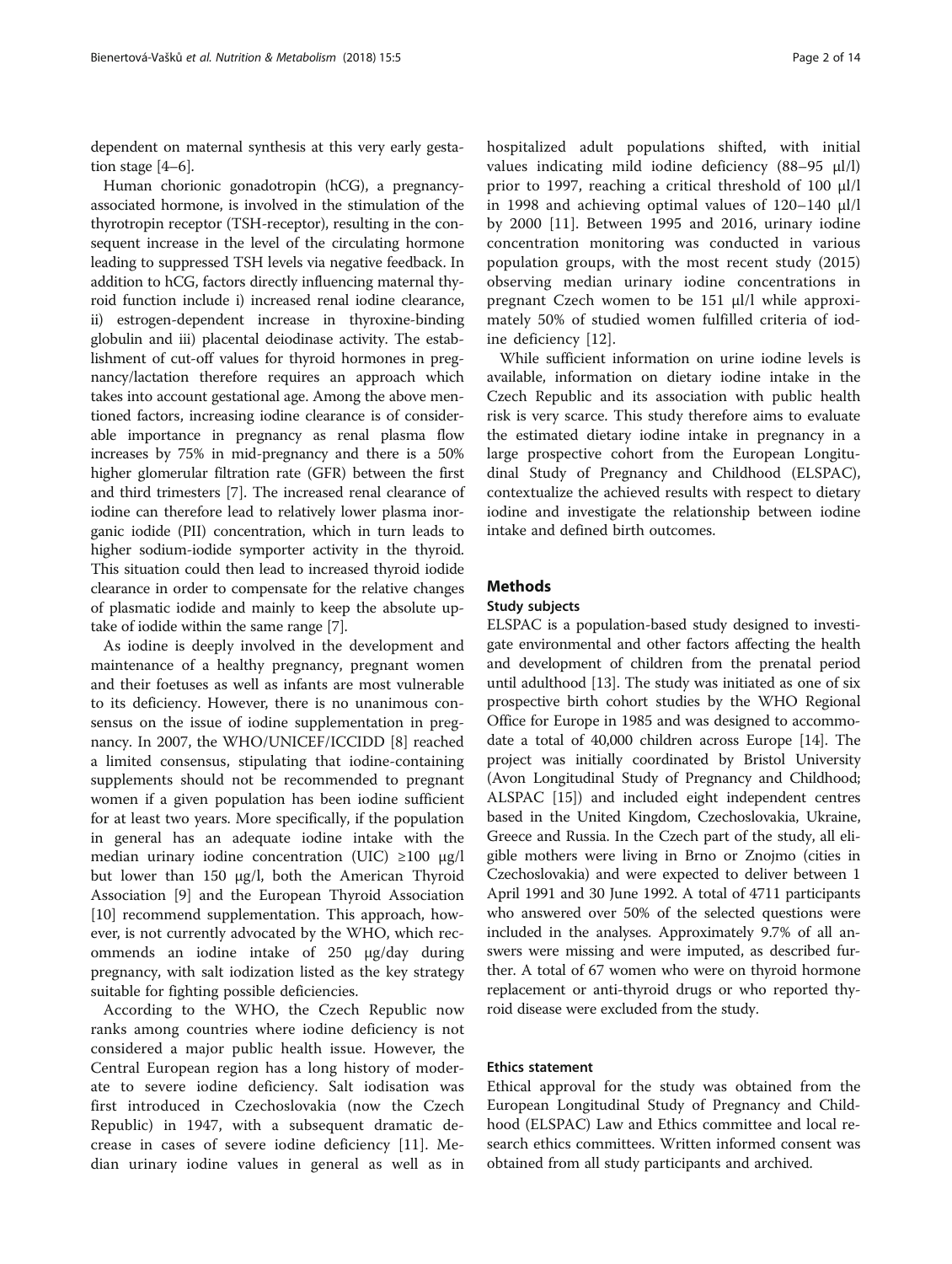dependent on maternal synthesis at this very early gestation stage [4–6].

Human chorionic gonadotropin (hCG), a pregnancy-associated hormone, is involved in the stimulation of the thyrotropin receptor (TSH-receptor), resulting in the consequent increase in the level of the circulating hormone leading to suppressed TSH levels via negative feedback. In addition to hCG, factors directly influencing maternal thyroid function include i) increased renal iodine clearance, ii) estrogen-dependent increase in thyroxine-binding globulin and iii) placental deiodinase activity. The establishment of cut-off values for thyroid hormones in pregnancy/lactation therefore requires an approach which takes into account gestational age. Among the above mentioned factors, increasing iodine clearance is of considerable importance in pregnancy as renal plasma flow increases by 75% in mid-pregnancy and there is a 50% higher glomerular filtration rate (GFR) between the first and third trimesters [7]. The increased renal clearance of iodine can therefore lead to relatively lower plasma inorganic iodide (PII) concentration, which in turn leads to higher sodium-iodide symporter activity in the thyroid. This situation could then lead to increased thyroid iodide clearance in order to compensate for the relative changes of plasmatic iodide and mainly to keep the absolute uptake of iodide within the same range [7].

As iodine is deeply involved in the development and maintenance of a healthy pregnancy, pregnant women and their foetuses as well as infants are most vulnerable to its deficiency. However, there is no unanimous consensus on the issue of iodine supplementation in pregnancy. In 2007, the WHO/UNICEF/ICCIDD [8] reached a limited consensus, stipulating that iodine-containing supplements should not be recommended to pregnant women if a given population has been iodine sufficient for at least two years. More specifically, if the population in general has an adequate iodine intake with the median urinary iodine concentration (UIC) ≥100 μg/l but lower than 150 μg/l, both the American Thyroid Association [9] and the European Thyroid Association [10] recommend supplementation. This approach, however, is not currently advocated by the WHO, which recommends an iodine intake of 250 μg/day during pregnancy, with salt iodization listed as the key strategy suitable for fighting possible deficiencies.

According to the WHO, the Czech Republic now ranks among countries where iodine deficiency is not considered a major public health issue. However, the Central European region has a long history of moderate to severe iodine deficiency. Salt iodisation was first introduced in Czechoslovakia (now the Czech Republic) in 1947, with a subsequent dramatic decrease in cases of severe iodine deficiency [11]. Median urinary iodine values in general as well as in hospitalized adult populations shifted, with initial values indicating mild iodine deficiency (88–95 μl/l) prior to 1997, reaching a critical threshold of 100 μl/l in 1998 and achieving optimal values of 120–140 μl/l by 2000 [11]. Between 1995 and 2016, urinary iodine concentration monitoring was conducted in various population groups, with the most recent study (2015) observing median urinary iodine concentrations in pregnant Czech women to be 151 μl/l while approximately 50% of studied women fulfilled criteria of iodine deficiency [12].

While sufficient information on urine iodine levels is available, information on dietary iodine intake in the Czech Republic and its association with public health risk is very scarce. This study therefore aims to evaluate the estimated dietary iodine intake in pregnancy in a large prospective cohort from the European Longitudinal Study of Pregnancy and Childhood (ELSPAC), contextualize the achieved results with respect to dietary iodine and investigate the relationship between iodine intake and defined birth outcomes.

## Methods

### Study subjects

ELSPAC is a population-based study designed to investigate environmental and other factors affecting the health and development of children from the prenatal period until adulthood [13]. The study was initiated as one of six prospective birth cohort studies by the WHO Regional Office for Europe in 1985 and was designed to accommodate a total of 40,000 children across Europe [14]. The project was initially coordinated by Bristol University (Avon Longitudinal Study of Pregnancy and Childhood; ALSPAC [15]) and included eight independent centres based in the United Kingdom, Czechoslovakia, Ukraine, Greece and Russia. In the Czech part of the study, all eligible mothers were living in Brno or Znojmo (cities in Czechoslovakia) and were expected to deliver between 1 April 1991 and 30 June 1992. A total of 4711 participants who answered over 50% of the selected questions were included in the analyses. Approximately 9.7% of all answers were missing and were imputed, as described further. A total of 67 women who were on thyroid hormone replacement or anti-thyroid drugs or who reported thyroid disease were excluded from the study.

### Ethics statement

Ethical approval for the study was obtained from the European Longitudinal Study of Pregnancy and Childhood (ELSPAC) Law and Ethics committee and local research ethics committees. Written informed consent was obtained from all study participants and archived.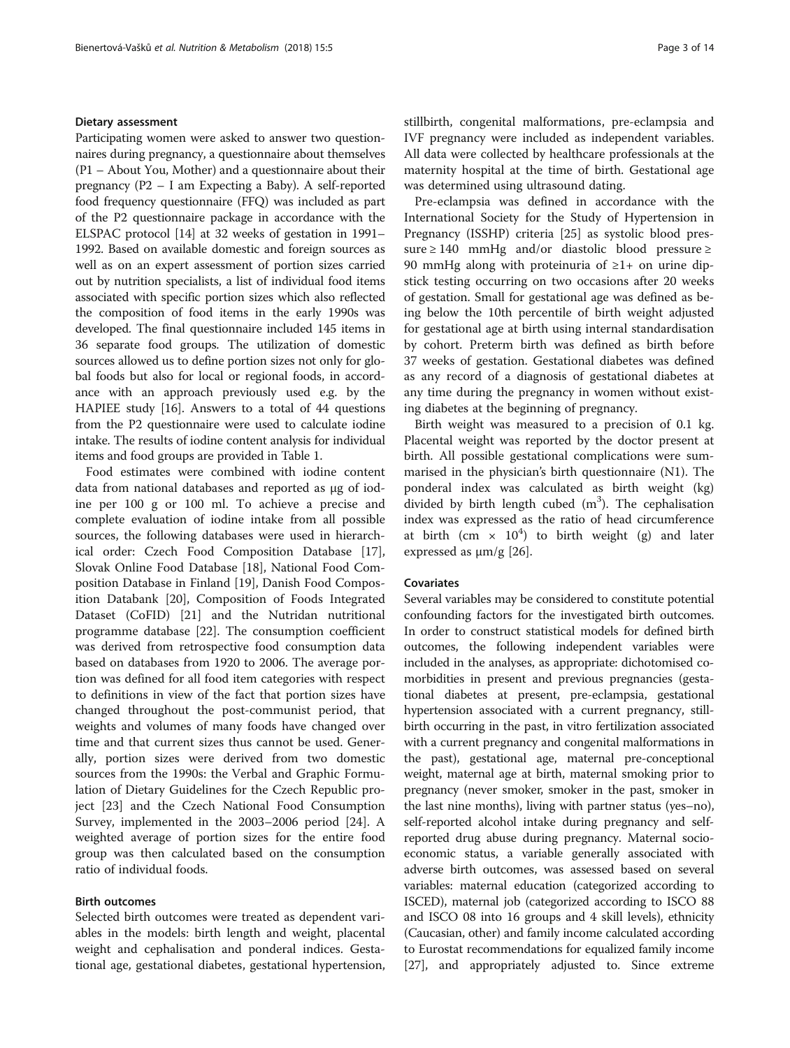#### Dietary assessment

Participating women were asked to answer two questionnaires during pregnancy, a questionnaire about themselves (P1 – About You, Mother) and a questionnaire about their pregnancy (P2 – I am Expecting a Baby). A self-reported food frequency questionnaire (FFQ) was included as part of the P2 questionnaire package in accordance with the ELSPAC protocol [14] at 32 weeks of gestation in 1991–1992. Based on available domestic and foreign sources as well as on an expert assessment of portion sizes carried out by nutrition specialists, a list of individual food items associated with specific portion sizes which also reflected the composition of food items in the early 1990s was developed. The final questionnaire included 145 items in 36 separate food groups. The utilization of domestic sources allowed us to define portion sizes not only for global foods but also for local or regional foods, in accordance with an approach previously used e.g. by the HAPIEE study [16]. Answers to a total of 44 questions from the P2 questionnaire were used to calculate iodine intake. The results of iodine content analysis for individual items and food groups are provided in Table 1.

Food estimates were combined with iodine content data from national databases and reported as μg of iodine per 100 g or 100 ml. To achieve a precise and complete evaluation of iodine intake from all possible sources, the following databases were used in hierarchical order: Czech Food Composition Database [17], Slovak Online Food Database [18], National Food Composition Database in Finland [19], Danish Food Composition Databank [20], Composition of Foods Integrated Dataset (CoFID) [21] and the Nutridan nutritional programme database [22]. The consumption coefficient was derived from retrospective food consumption data based on databases from 1920 to 2006. The average portion was defined for all food item categories with respect to definitions in view of the fact that portion sizes have changed throughout the post-communist period, that weights and volumes of many foods have changed over time and that current sizes thus cannot be used. Generally, portion sizes were derived from two domestic sources from the 1990s: the Verbal and Graphic Formulation of Dietary Guidelines for the Czech Republic project [23] and the Czech National Food Consumption Survey, implemented in the 2003–2006 period [24]. A weighted average of portion sizes for the entire food group was then calculated based on the consumption ratio of individual foods.

#### Birth outcomes

Selected birth outcomes were treated as dependent variables in the models: birth length and weight, placental weight and cephalisation and ponderal indices. Gestational age, gestational diabetes, gestational hypertension, stillbirth, congenital malformations, pre-eclampsia and IVF pregnancy were included as independent variables. All data were collected by healthcare professionals at the maternity hospital at the time of birth. Gestational age was determined using ultrasound dating.

Pre-eclampsia was defined in accordance with the International Society for the Study of Hypertension in Pregnancy (ISSHP) criteria [25] as systolic blood pressure ≥ 140 mmHg and/or diastolic blood pressure ≥ 90 mmHg along with proteinuria of ≥1+ on urine dipstick testing occurring on two occasions after 20 weeks of gestation. Small for gestational age was defined as being below the 10th percentile of birth weight adjusted for gestational age at birth using internal standardisation by cohort. Preterm birth was defined as birth before 37 weeks of gestation. Gestational diabetes was defined as any record of a diagnosis of gestational diabetes at any time during the pregnancy in women without existing diabetes at the beginning of pregnancy.

Birth weight was measured to a precision of 0.1 kg. Placental weight was reported by the doctor present at birth. All possible gestational complications were summarised in the physician's birth questionnaire (N1). The ponderal index was calculated as birth weight (kg) divided by birth length cubed ($m^3$). The cephalisation index was expressed as the ratio of head circumference at birth (cm $\times$ $10^4$) to birth weight (g) and later expressed as μm/g [26].

#### Covariates

Several variables may be considered to constitute potential confounding factors for the investigated birth outcomes. In order to construct statistical models for defined birth outcomes, the following independent variables were included in the analyses, as appropriate: dichotomised comorbidities in present and previous pregnancies (gestational diabetes at present, pre-eclampsia, gestational hypertension associated with a current pregnancy, stillbirth occurring in the past, in vitro fertilization associated with a current pregnancy and congenital malformations in the past), gestational age, maternal pre-conceptional weight, maternal age at birth, maternal smoking prior to pregnancy (never smoker, smoker in the past, smoker in the last nine months), living with partner status (yes–no), self-reported alcohol intake during pregnancy and self-reported drug abuse during pregnancy. Maternal socioeconomic status, a variable generally associated with adverse birth outcomes, was assessed based on several variables: maternal education (categorized according to ISCED), maternal job (categorized according to ISCO 88 and ISCO 08 into 16 groups and 4 skill levels), ethnicity (Caucasian, other) and family income calculated according to Eurostat recommendations for equalized family income [27], and appropriately adjusted to. Since extreme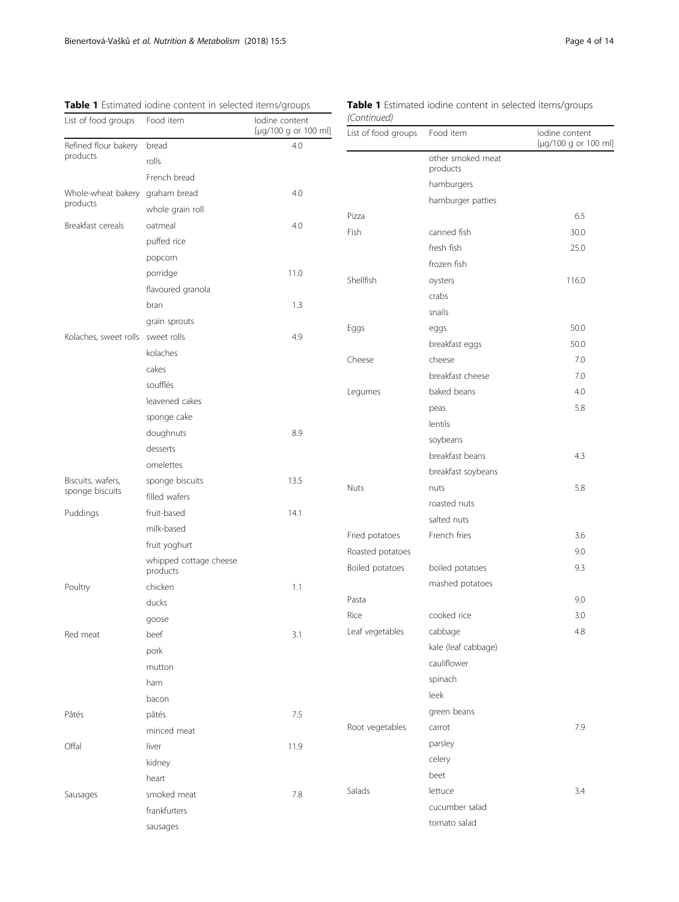**Table 1** Estimated iodine content in selected items/groups

| List of food groups | Food item | Iodine content [μg/100 g or 100 ml] |
|---|---|---|
| Refined flour bakery products | bread | 4.0 |
| | rolls | |
| | French bread | |
| Whole-wheat bakery products | graham bread | 4.0 |
| | whole grain roll | |
| Breakfast cereals | oatmeal | 4.0 |
| | puffed rice | |
| | popcorn | |
| | porridge | 11.0 |
| | flavoured granola | |
| | bran | 1.3 |
| | grain sprouts | |
| Kolaches, sweet rolls | sweet rolls | 4.9 |
| | kolaches | |
| | cakes | |
| | soufflés | |
| | leavened cakes | |
| | sponge cake | |
| | doughnuts | 8.9 |
| | desserts | |
| | omelettes | |
| Biscuits, wafers, sponge biscuits | sponge biscuits | 13.5 |
| | filled wafers | |
| Puddings | fruit-based | 14.1 |
| | milk-based | |
| | fruit yoghurt | |
| | whipped cottage cheese products | |
| Poultry | chicken | 1.1 |
| | ducks | |
| | goose | |
| Red meat | beef | 3.1 |
| | pork | |
| | mutton | |
| | ham | |
| | bacon | |
| Pâtés | pâtés | 7.5 |
| | minced meat | |
| Offal | liver | 11.9 |
| | kidney | |
| | heart | |
| Sausages | smoked meat | 7.8 |
| | frankfurters | |
| | sausages | |
| | other smoked meat products | |
| | hamburgers | |
| | hamburger patties | |
| Pizza | | 6.5 |
| Fish | canned fish | 30.0 |
| | fresh fish | 25.0 |
| | frozen fish | |
| Shellfish | oysters | 116.0 |
| | crabs | |
| | snails | |
| Eggs | eggs | 50.0 |
| | breakfast eggs | 50.0 |
| Cheese | cheese | 7.0 |
| | breakfast cheese | 7.0 |
| Legumes | baked beans | 4.0 |
| | peas | 5.8 |
| | lentils | |
| | soybeans | |
| | breakfast beans | 4.3 |
| | breakfast soybeans | |
| Nuts | nuts | 5.8 |
| | roasted nuts | |
| | salted nuts | |
| Fried potatoes | French fries | 3.6 |
| Roasted potatoes | | 9.0 |
| Boiled potatoes | boiled potatoes | 9.3 |
| | mashed potatoes | |
| Pasta | | 9.0 |
| Rice | cooked rice | 3.0 |
| Leaf vegetables | cabbage | 4.8 |
| | kale (leaf cabbage) | |
| | cauliflower | |
| | spinach | |
| | leek | |
| | green beans | |
| Root vegetables | carrot | 7.9 |
| | parsley | |
| | celery | |
| | beet | |
| Salads | lettuce | 3.4 |
| | cucumber salad | |
| | tomato salad | |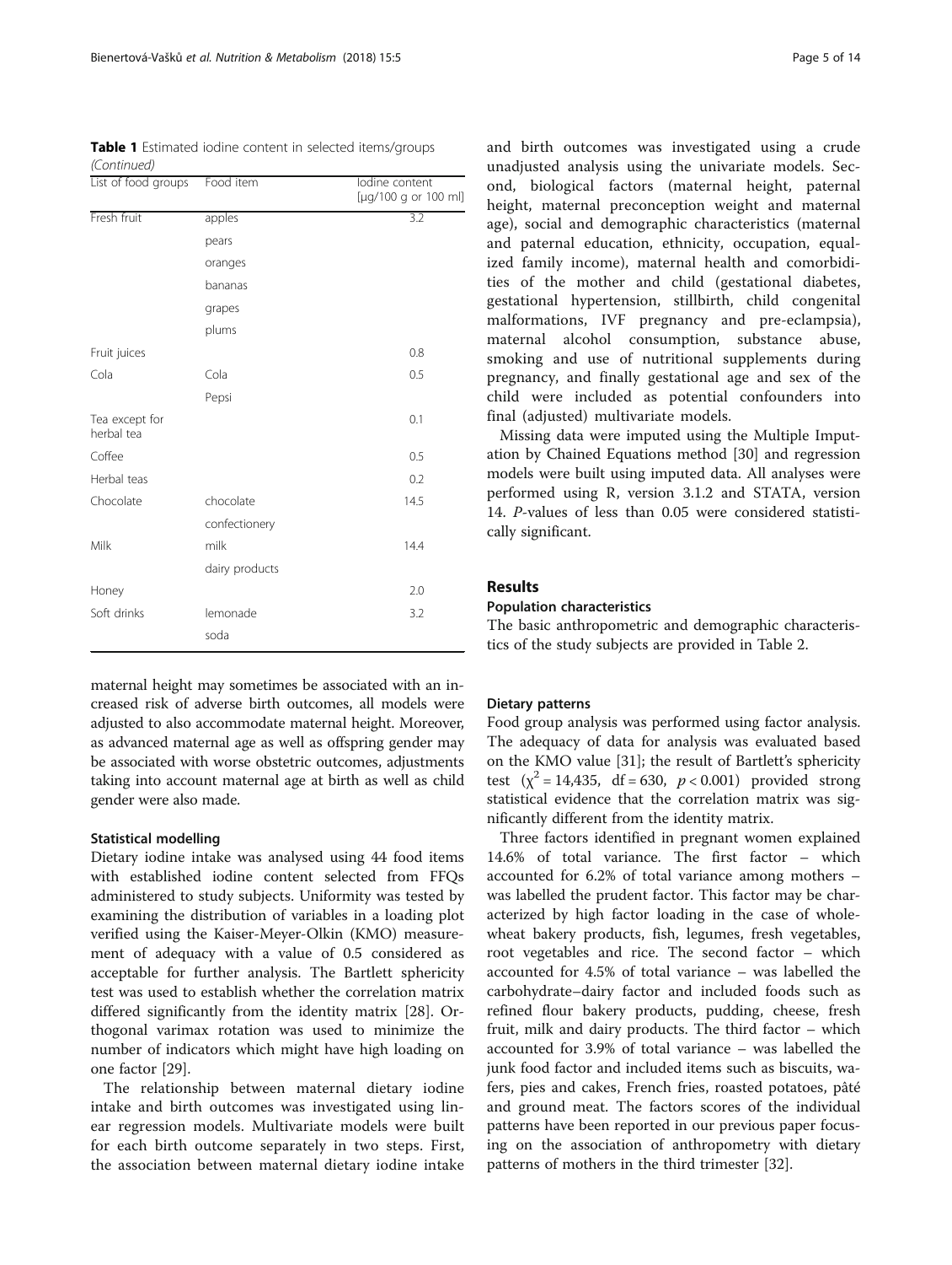**Table 1** Estimated iodine content in selected items/groups *(Continued)*

| List of food groups | Food item | Iodine content [μg/100 g or 100 ml] |
|---|---|---|
| Fresh fruit | apples | 3.2 |
| | pears | |
| | oranges | |
| | bananas | |
| | grapes | |
| | plums | |
| Fruit juices | | 0.8 |
| Cola | Cola | 0.5 |
| | Pepsi | |
| Tea except for herbal tea | | 0.1 |
| Coffee | | 0.5 |
| Herbal teas | | 0.2 |
| Chocolate | chocolate | 14.5 |
| | confectionery | |
| Milk | milk | 14.4 |
| | dairy products | |
| Honey | | 2.0 |
| Soft drinks | lemonade | 3.2 |
| | soda | |

maternal height may sometimes be associated with an increased risk of adverse birth outcomes, all models were adjusted to also accommodate maternal height. Moreover, as advanced maternal age as well as offspring gender may be associated with worse obstetric outcomes, adjustments taking into account maternal age at birth as well as child gender were also made.

### Statistical modelling

Dietary iodine intake was analysed using 44 food items with established iodine content selected from FFQs administered to study subjects. Uniformity was tested by examining the distribution of variables in a loading plot verified using the Kaiser-Meyer-Olkin (KMO) measurement of adequacy with a value of 0.5 considered as acceptable for further analysis. The Bartlett sphericity test was used to establish whether the correlation matrix differed significantly from the identity matrix [28]. Orthogonal varimax rotation was used to minimize the number of indicators which might have high loading on one factor [29].

The relationship between maternal dietary iodine intake and birth outcomes was investigated using linear regression models. Multivariate models were built for each birth outcome separately in two steps. First, the association between maternal dietary iodine intake and birth outcomes was investigated using a crude unadjusted analysis using the univariate models. Second, biological factors (maternal height, paternal height, maternal preconception weight and maternal age), social and demographic characteristics (maternal and paternal education, ethnicity, occupation, equalized family income), maternal health and comorbidities of the mother and child (gestational diabetes, gestational hypertension, stillbirth, child congenital malformations, IVF pregnancy and pre-eclampsia), maternal alcohol consumption, substance abuse, smoking and use of nutritional supplements during pregnancy, and finally gestational age and sex of the child were included as potential confounders into final (adjusted) multivariate models.

Missing data were imputed using the Multiple Imputation by Chained Equations method [30] and regression models were built using imputed data. All analyses were performed using R, version 3.1.2 and STATA, version 14. *P*-values of less than 0.05 were considered statistically significant.

## Results

### Population characteristics

The basic anthropometric and demographic characteristics of the study subjects are provided in Table 2.

### Dietary patterns

Food group analysis was performed using factor analysis. The adequacy of data for analysis was evaluated based on the KMO value [31]; the result of Bartlett's sphericity test ($\chi^2 = 14{,}435$, df = 630, $p < 0.001$) provided strong statistical evidence that the correlation matrix was significantly different from the identity matrix.

Three factors identified in pregnant women explained 14.6% of total variance. The first factor – which accounted for 6.2% of total variance among mothers – was labelled the prudent factor. This factor may be characterized by high factor loading in the case of whole-wheat bakery products, fish, legumes, fresh vegetables, root vegetables and rice. The second factor – which accounted for 4.5% of total variance – was labelled the carbohydrate–dairy factor and included foods such as refined flour bakery products, pudding, cheese, fresh fruit, milk and dairy products. The third factor – which accounted for 3.9% of total variance – was labelled the junk food factor and included items such as biscuits, wafers, pies and cakes, French fries, roasted potatoes, pâté and ground meat. The factors scores of the individual patterns have been reported in our previous paper focusing on the association of anthropometry with dietary patterns of mothers in the third trimester [32].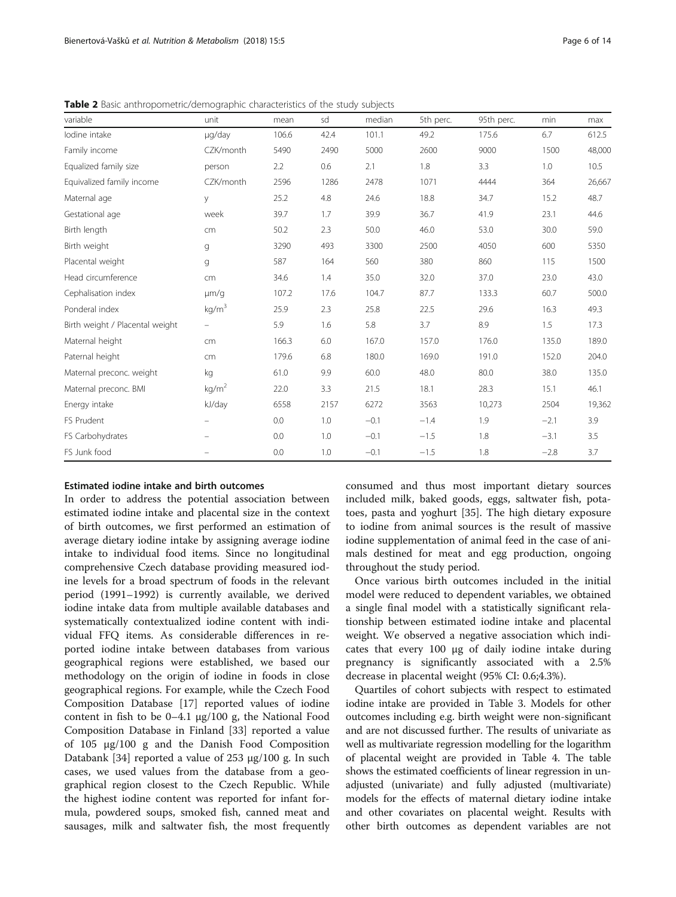**Table 2** Basic anthropometric/demographic characteristics of the study subjects

| variable | unit | mean | sd | median | 5th perc. | 95th perc. | min | max |
|---|---|---|---|---|---|---|---|---|
| Iodine intake | μg/day | 106.6 | 42.4 | 101.1 | 49.2 | 175.6 | 6.7 | 612.5 |
| Family income | CZK/month | 5490 | 2490 | 5000 | 2600 | 9000 | 1500 | 48,000 |
| Equalized family size | person | 2.2 | 0.6 | 2.1 | 1.8 | 3.3 | 1.0 | 10.5 |
| Equivalized family income | CZK/month | 2596 | 1286 | 2478 | 1071 | 4444 | 364 | 26,667 |
| Maternal age | y | 25.2 | 4.8 | 24.6 | 18.8 | 34.7 | 15.2 | 48.7 |
| Gestational age | week | 39.7 | 1.7 | 39.9 | 36.7 | 41.9 | 23.1 | 44.6 |
| Birth length | cm | 50.2 | 2.3 | 50.0 | 46.0 | 53.0 | 30.0 | 59.0 |
| Birth weight | g | 3290 | 493 | 3300 | 2500 | 4050 | 600 | 5350 |
| Placental weight | g | 587 | 164 | 560 | 380 | 860 | 115 | 1500 |
| Head circumference | cm | 34.6 | 1.4 | 35.0 | 32.0 | 37.0 | 23.0 | 43.0 |
| Cephalisation index | μm/g | 107.2 | 17.6 | 104.7 | 87.7 | 133.3 | 60.7 | 500.0 |
| Ponderal index | $kg/m^3$ | 25.9 | 2.3 | 25.8 | 22.5 | 29.6 | 16.3 | 49.3 |
| Birth weight / Placental weight | – | 5.9 | 1.6 | 5.8 | 3.7 | 8.9 | 1.5 | 17.3 |
| Maternal height | cm | 166.3 | 6.0 | 167.0 | 157.0 | 176.0 | 135.0 | 189.0 |
| Paternal height | cm | 179.6 | 6.8 | 180.0 | 169.0 | 191.0 | 152.0 | 204.0 |
| Maternal preconc. weight | kg | 61.0 | 9.9 | 60.0 | 48.0 | 80.0 | 38.0 | 135.0 |
| Maternal preconc. BMI | $kg/m^2$ | 22.0 | 3.3 | 21.5 | 18.1 | 28.3 | 15.1 | 46.1 |
| Energy intake | kJ/day | 6558 | 2157 | 6272 | 3563 | 10,273 | 2504 | 19,362 |
| FS Prudent | – | 0.0 | 1.0 | −0.1 | −1.4 | 1.9 | −2.1 | 3.9 |
| FS Carbohydrates | – | 0.0 | 1.0 | −0.1 | −1.5 | 1.8 | −3.1 | 3.5 |
| FS Junk food | – | 0.0 | 1.0 | −0.1 | −1.5 | 1.8 | −2.8 | 3.7 |

### Estimated iodine intake and birth outcomes

In order to address the potential association between estimated iodine intake and placental size in the context of birth outcomes, we first performed an estimation of average dietary iodine intake by assigning average iodine intake to individual food items. Since no longitudinal comprehensive Czech database providing measured iodine levels for a broad spectrum of foods in the relevant period (1991–1992) is currently available, we derived iodine intake data from multiple available databases and systematically contextualized iodine content with individual FFQ items. As considerable differences in reported iodine intake between databases from various geographical regions were established, we based our methodology on the origin of iodine in foods in close geographical regions. For example, while the Czech Food Composition Database [17] reported values of iodine content in fish to be 0–4.1 μg/100 g, the National Food Composition Database in Finland [33] reported a value of 105 μg/100 g and the Danish Food Composition Databank [34] reported a value of 253 μg/100 g. In such cases, we used values from the database from a geographical region closest to the Czech Republic. While the highest iodine content was reported for infant formula, powdered soups, smoked fish, canned meat and sausages, milk and saltwater fish, the most frequently consumed and thus most important dietary sources included milk, baked goods, eggs, saltwater fish, potatoes, pasta and yoghurt [35]. The high dietary exposure to iodine from animal sources is the result of massive iodine supplementation of animal feed in the case of animals destined for meat and egg production, ongoing throughout the study period.

Once various birth outcomes included in the initial model were reduced to dependent variables, we obtained a single final model with a statistically significant relationship between estimated iodine intake and placental weight. We observed a negative association which indicates that every 100 μg of daily iodine intake during pregnancy is significantly associated with a 2.5% decrease in placental weight (95% CI: 0.6;4.3%).

Quartiles of cohort subjects with respect to estimated iodine intake are provided in Table 3. Models for other outcomes including e.g. birth weight were non-significant and are not discussed further. The results of univariate as well as multivariate regression modelling for the logarithm of placental weight are provided in Table 4. The table shows the estimated coefficients of linear regression in unadjusted (univariate) and fully adjusted (multivariate) models for the effects of maternal dietary iodine intake and other covariates on placental weight. Results with other birth outcomes as dependent variables are not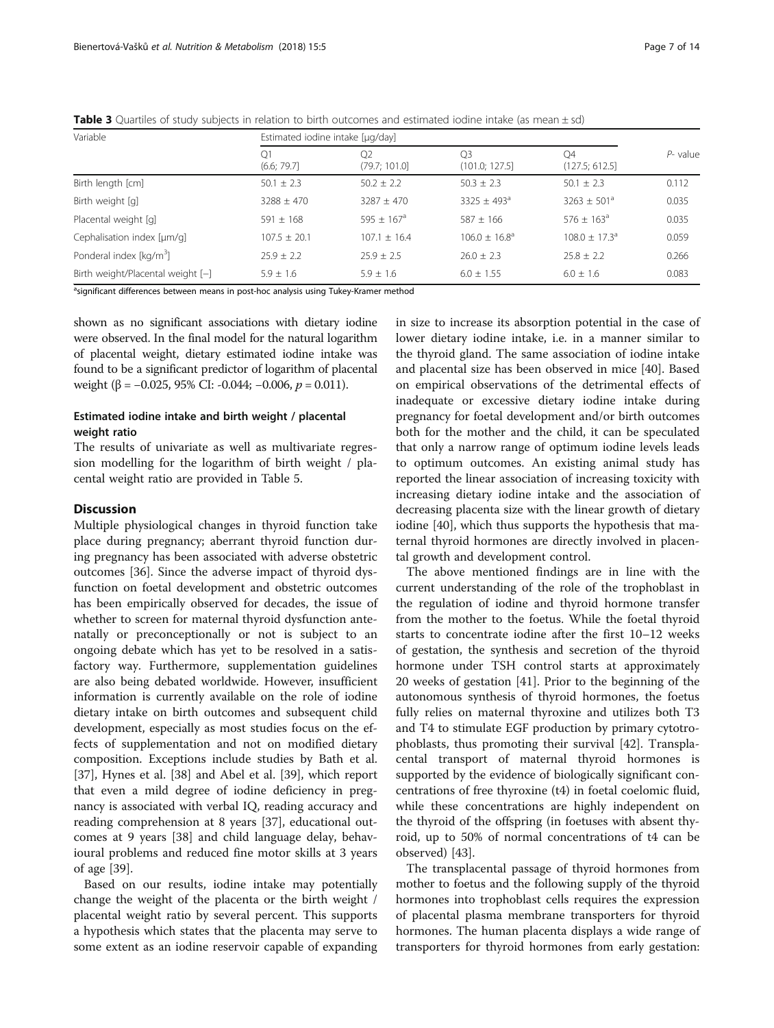**Table 3** Quartiles of study subjects in relation to birth outcomes and estimated iodine intake (as mean ± sd)

| Variable | Estimated iodine intake [μg/day] | | | | P- value |
|---|---|---|---|---|---|
| | Q1 (6.6; 79.7] | Q2 (79.7; 101.0] | Q3 (101.0; 127.5] | Q4 (127.5; 612.5] | |
| Birth length [cm] | 50.1 ± 2.3 | 50.2 ± 2.2 | 50.3 ± 2.3 | 50.1 ± 2.3 | 0.112 |
| Birth weight [g] | 3288 ± 470 | 3287 ± 470 | 3325 ± 493[a] | 3263 ± 501[a] | 0.035 |
| Placental weight [g] | 591 ± 168 | 595 ± 167[a] | 587 ± 166 | 576 ± 163[a] | 0.035 |
| Cephalisation index [μm/g] | 107.5 ± 20.1 | 107.1 ± 16.4 | 106.0 ± 16.8[a] | 108.0 ± 17.3[a] | 0.059 |
| Ponderal index [kg/m$^3$] | 25.9 ± 2.2 | 25.9 ± 2.5 | 26.0 ± 2.3 | 25.8 ± 2.2 | 0.266 |
| Birth weight/Placental weight [−] | 5.9 ± 1.6 | 5.9 ± 1.6 | 6.0 ± 1.55 | 6.0 ± 1.6 | 0.083 |

[a]significant differences between means in post-hoc analysis using Tukey-Kramer method

shown as no significant associations with dietary iodine were observed. In the final model for the natural logarithm of placental weight, dietary estimated iodine intake was found to be a significant predictor of logarithm of placental weight ($\beta = -0.025$, 95% CI: -0.044; −0.006, $p = 0.011$).

### Estimated iodine intake and birth weight / placental weight ratio

The results of univariate as well as multivariate regression modelling for the logarithm of birth weight / placental weight ratio are provided in Table 5.

## Discussion

Multiple physiological changes in thyroid function take place during pregnancy; aberrant thyroid function during pregnancy has been associated with adverse obstetric outcomes [36]. Since the adverse impact of thyroid dysfunction on foetal development and obstetric outcomes has been empirically observed for decades, the issue of whether to screen for maternal thyroid dysfunction antenatally or preconceptionally or not is subject to an ongoing debate which has yet to be resolved in a satisfactory way. Furthermore, supplementation guidelines are also being debated worldwide. However, insufficient information is currently available on the role of iodine dietary intake on birth outcomes and subsequent child development, especially as most studies focus on the effects of supplementation and not on modified dietary composition. Exceptions include studies by Bath et al. [37], Hynes et al. [38] and Abel et al. [39], which report that even a mild degree of iodine deficiency in pregnancy is associated with verbal IQ, reading accuracy and reading comprehension at 8 years [37], educational outcomes at 9 years [38] and child language delay, behavioural problems and reduced fine motor skills at 3 years of age [39].

Based on our results, iodine intake may potentially change the weight of the placenta or the birth weight / placental weight ratio by several percent. This supports a hypothesis which states that the placenta may serve to some extent as an iodine reservoir capable of expanding in size to increase its absorption potential in the case of lower dietary iodine intake, i.e. in a manner similar to the thyroid gland. The same association of iodine intake and placental size has been observed in mice [40]. Based on empirical observations of the detrimental effects of inadequate or excessive dietary iodine intake during pregnancy for foetal development and/or birth outcomes both for the mother and the child, it can be speculated that only a narrow range of optimum iodine levels leads to optimum outcomes. An existing animal study has reported the linear association of increasing toxicity with increasing dietary iodine intake and the association of decreasing placenta size with the linear growth of dietary iodine [40], which thus supports the hypothesis that maternal thyroid hormones are directly involved in placental growth and development control.

The above mentioned findings are in line with the current understanding of the role of the trophoblast in the regulation of iodine and thyroid hormone transfer from the mother to the foetus. While the foetal thyroid starts to concentrate iodine after the first 10–12 weeks of gestation, the synthesis and secretion of the thyroid hormone under TSH control starts at approximately 20 weeks of gestation [41]. Prior to the beginning of the autonomous synthesis of thyroid hormones, the foetus fully relies on maternal thyroxine and utilizes both T3 and T4 to stimulate EGF production by primary cytotrophoblasts, thus promoting their survival [42]. Transplacental transport of maternal thyroid hormones is supported by the evidence of biologically significant concentrations of free thyroxine (t4) in foetal coelomic fluid, while these concentrations are highly independent on the thyroid of the offspring (in foetuses with absent thyroid, up to 50% of normal concentrations of t4 can be observed) [43].

The transplacental passage of thyroid hormones from mother to foetus and the following supply of the thyroid hormones into trophoblast cells requires the expression of placental plasma membrane transporters for thyroid hormones. The human placenta displays a wide range of transporters for thyroid hormones from early gestation: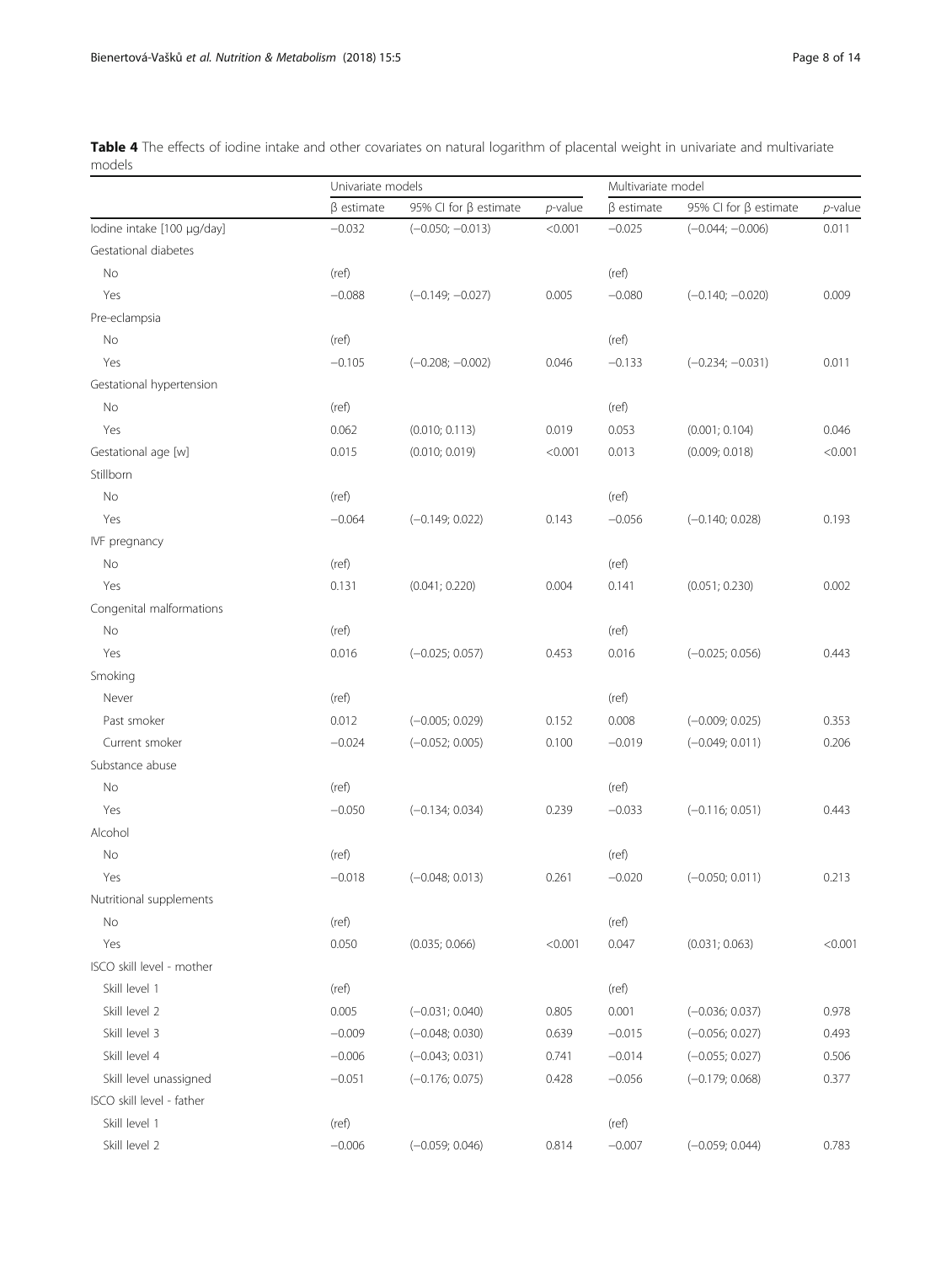**Table 4** The effects of iodine intake and other covariates on natural logarithm of placental weight in univariate and multivariate models

| | Univariate models | | | Multivariate model | | |
|---|---|---|---|---|---|---|
| | β estimate | 95% CI for β estimate | *p*-value | β estimate | 95% CI for β estimate | *p*-value |
| Iodine intake [100 μg/day] | −0.032 | (−0.050; −0.013) | <0.001 | −0.025 | (−0.044; −0.006) | 0.011 |
| Gestational diabetes | | | | | | |
| No | (ref) | | | (ref) | | |
| Yes | −0.088 | (−0.149; −0.027) | 0.005 | −0.080 | (−0.140; −0.020) | 0.009 |
| Pre-eclampsia | | | | | | |
| No | (ref) | | | (ref) | | |
| Yes | −0.105 | (−0.208; −0.002) | 0.046 | −0.133 | (−0.234; −0.031) | 0.011 |
| Gestational hypertension | | | | | | |
| No | (ref) | | | (ref) | | |
| Yes | 0.062 | (0.010; 0.113) | 0.019 | 0.053 | (0.001; 0.104) | 0.046 |
| Gestational age [w] | 0.015 | (0.010; 0.019) | <0.001 | 0.013 | (0.009; 0.018) | <0.001 |
| Stillborn | | | | | | |
| No | (ref) | | | (ref) | | |
| Yes | −0.064 | (−0.149; 0.022) | 0.143 | −0.056 | (−0.140; 0.028) | 0.193 |
| IVF pregnancy | | | | | | |
| No | (ref) | | | (ref) | | |
| Yes | 0.131 | (0.041; 0.220) | 0.004 | 0.141 | (0.051; 0.230) | 0.002 |
| Congenital malformations | | | | | | |
| No | (ref) | | | (ref) | | |
| Yes | 0.016 | (−0.025; 0.057) | 0.453 | 0.016 | (−0.025; 0.056) | 0.443 |
| Smoking | | | | | | |
| Never | (ref) | | | (ref) | | |
| Past smoker | 0.012 | (−0.005; 0.029) | 0.152 | 0.008 | (−0.009; 0.025) | 0.353 |
| Current smoker | −0.024 | (−0.052; 0.005) | 0.100 | −0.019 | (−0.049; 0.011) | 0.206 |
| Substance abuse | | | | | | |
| No | (ref) | | | (ref) | | |
| Yes | −0.050 | (−0.134; 0.034) | 0.239 | −0.033 | (−0.116; 0.051) | 0.443 |
| Alcohol | | | | | | |
| No | (ref) | | | (ref) | | |
| Yes | −0.018 | (−0.048; 0.013) | 0.261 | −0.020 | (−0.050; 0.011) | 0.213 |
| Nutritional supplements | | | | | | |
| No | (ref) | | | (ref) | | |
| Yes | 0.050 | (0.035; 0.066) | <0.001 | 0.047 | (0.031; 0.063) | <0.001 |
| ISCO skill level - mother | | | | | | |
| Skill level 1 | (ref) | | | (ref) | | |
| Skill level 2 | 0.005 | (−0.031; 0.040) | 0.805 | 0.001 | (−0.036; 0.037) | 0.978 |
| Skill level 3 | −0.009 | (−0.048; 0.030) | 0.639 | −0.015 | (−0.056; 0.027) | 0.493 |
| Skill level 4 | −0.006 | (−0.043; 0.031) | 0.741 | −0.014 | (−0.055; 0.027) | 0.506 |
| Skill level unassigned | −0.051 | (−0.176; 0.075) | 0.428 | −0.056 | (−0.179; 0.068) | 0.377 |
| ISCO skill level - father | | | | | | |
| Skill level 1 | (ref) | | | (ref) | | |
| Skill level 2 | −0.006 | (−0.059; 0.046) | 0.814 | −0.007 | (−0.059; 0.044) | 0.783 |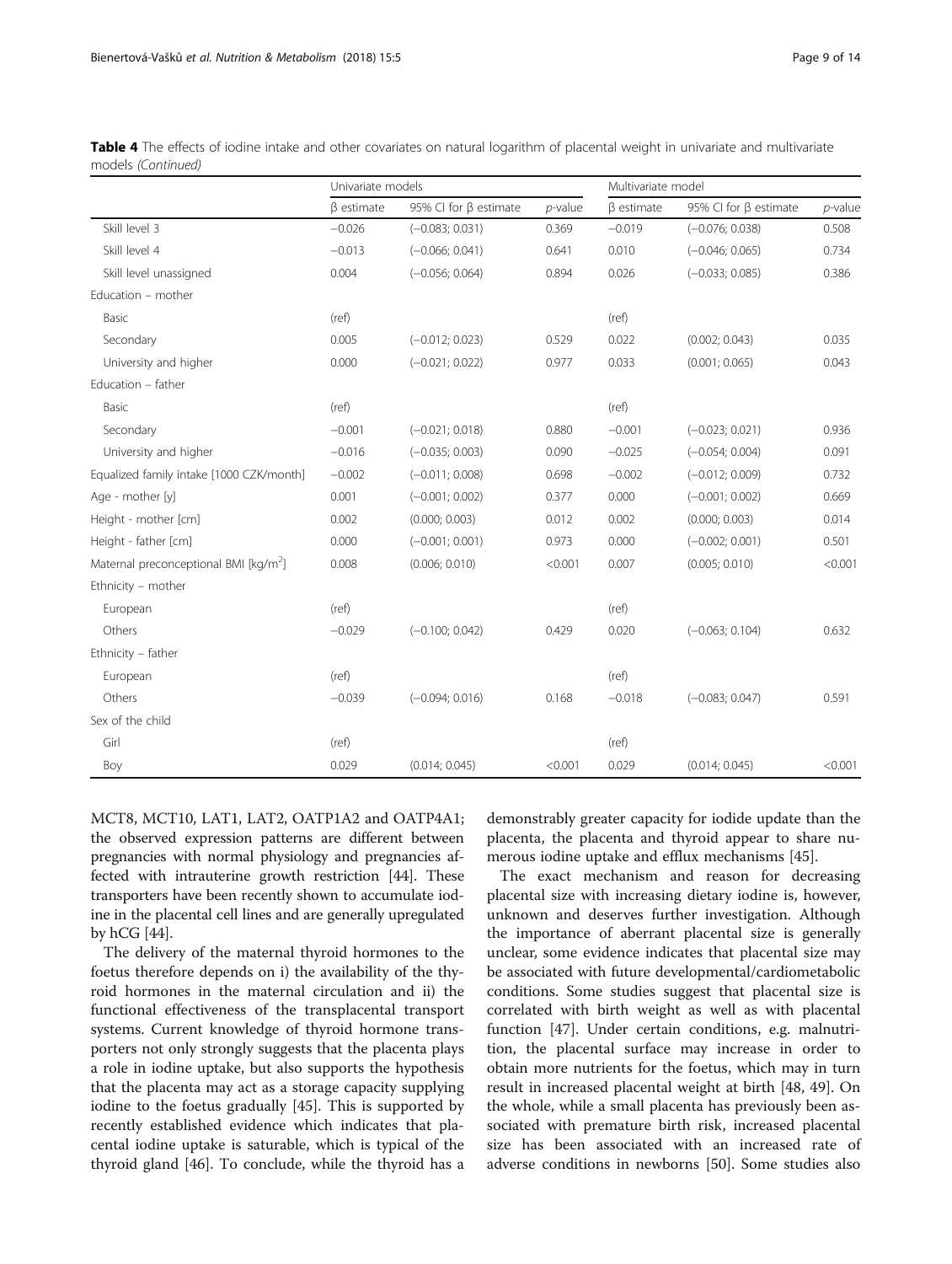**Table 4** The effects of iodine intake and other covariates on natural logarithm of placental weight in univariate and multivariate models *(Continued)*

| | Univariate models | | | Multivariate model | | |
|---|---|---|---|---|---|---|
| | β estimate | 95% CI for β estimate | *p*-value | β estimate | 95% CI for β estimate | *p*-value |
| Skill level 3 | −0.026 | (−0.083; 0.031) | 0.369 | −0.019 | (−0.076; 0.038) | 0.508 |
| Skill level 4 | −0.013 | (−0.066; 0.041) | 0.641 | 0.010 | (−0.046; 0.065) | 0.734 |
| Skill level unassigned | 0.004 | (−0.056; 0.064) | 0.894 | 0.026 | (−0.033; 0.085) | 0.386 |
| Education – mother | | | | | | |
| Basic | (ref) | | | (ref) | | |
| Secondary | 0.005 | (−0.012; 0.023) | 0.529 | 0.022 | (0.002; 0.043) | 0.035 |
| University and higher | 0.000 | (−0.021; 0.022) | 0.977 | 0.033 | (0.001; 0.065) | 0.043 |
| Education – father | | | | | | |
| Basic | (ref) | | | (ref) | | |
| Secondary | −0.001 | (−0.021; 0.018) | 0.880 | −0.001 | (−0.023; 0.021) | 0.936 |
| University and higher | −0.016 | (−0.035; 0.003) | 0.090 | −0.025 | (−0.054; 0.004) | 0.091 |
| Equalized family intake [1000 CZK/month] | −0.002 | (−0.011; 0.008) | 0.698 | −0.002 | (−0.012; 0.009) | 0.732 |
| Age - mother [y] | 0.001 | (−0.001; 0.002) | 0.377 | 0.000 | (−0.001; 0.002) | 0.669 |
| Height - mother [cm] | 0.002 | (0.000; 0.003) | 0.012 | 0.002 | (0.000; 0.003) | 0.014 |
| Height - father [cm] | 0.000 | (−0.001; 0.001) | 0.973 | 0.000 | (−0.002; 0.001) | 0.501 |
| Maternal preconceptional BMI [kg/m$^2$] | 0.008 | (0.006; 0.010) | <0.001 | 0.007 | (0.005; 0.010) | <0.001 |
| Ethnicity – mother | | | | | | |
| European | (ref) | | | (ref) | | |
| Others | −0.029 | (−0.100; 0.042) | 0.429 | 0.020 | (−0.063; 0.104) | 0.632 |
| Ethnicity – father | | | | | | |
| European | (ref) | | | (ref) | | |
| Others | −0.039 | (−0.094; 0.016) | 0.168 | −0.018 | (−0.083; 0.047) | 0.591 |
| Sex of the child | | | | | | |
| Girl | (ref) | | | (ref) | | |
| Boy | 0.029 | (0.014; 0.045) | <0.001 | 0.029 | (0.014; 0.045) | <0.001 |

MCT8, MCT10, LAT1, LAT2, OATP1A2 and OATP4A1; the observed expression patterns are different between pregnancies with normal physiology and pregnancies affected with intrauterine growth restriction [44]. These transporters have been recently shown to accumulate iodine in the placental cell lines and are generally upregulated by hCG [44].

The delivery of the maternal thyroid hormones to the foetus therefore depends on i) the availability of the thyroid hormones in the maternal circulation and ii) the functional effectiveness of the transplacental transport systems. Current knowledge of thyroid hormone transporters not only strongly suggests that the placenta plays a role in iodine uptake, but also supports the hypothesis that the placenta may act as a storage capacity supplying iodine to the foetus gradually [45]. This is supported by recently established evidence which indicates that placental iodine uptake is saturable, which is typical of the thyroid gland [46]. To conclude, while the thyroid has a demonstrably greater capacity for iodide update than the placenta, the placenta and thyroid appear to share numerous iodine uptake and efflux mechanisms [45].

The exact mechanism and reason for decreasing placental size with increasing dietary iodine is, however, unknown and deserves further investigation. Although the importance of aberrant placental size is generally unclear, some evidence indicates that placental size may be associated with future developmental/cardiometabolic conditions. Some studies suggest that placental size is correlated with birth weight as well as with placental function [47]. Under certain conditions, e.g. malnutrition, the placental surface may increase in order to obtain more nutrients for the foetus, which may in turn result in increased placental weight at birth [48, 49]. On the whole, while a small placenta has previously been associated with premature birth risk, increased placental size has been associated with an increased rate of adverse conditions in newborns [50]. Some studies also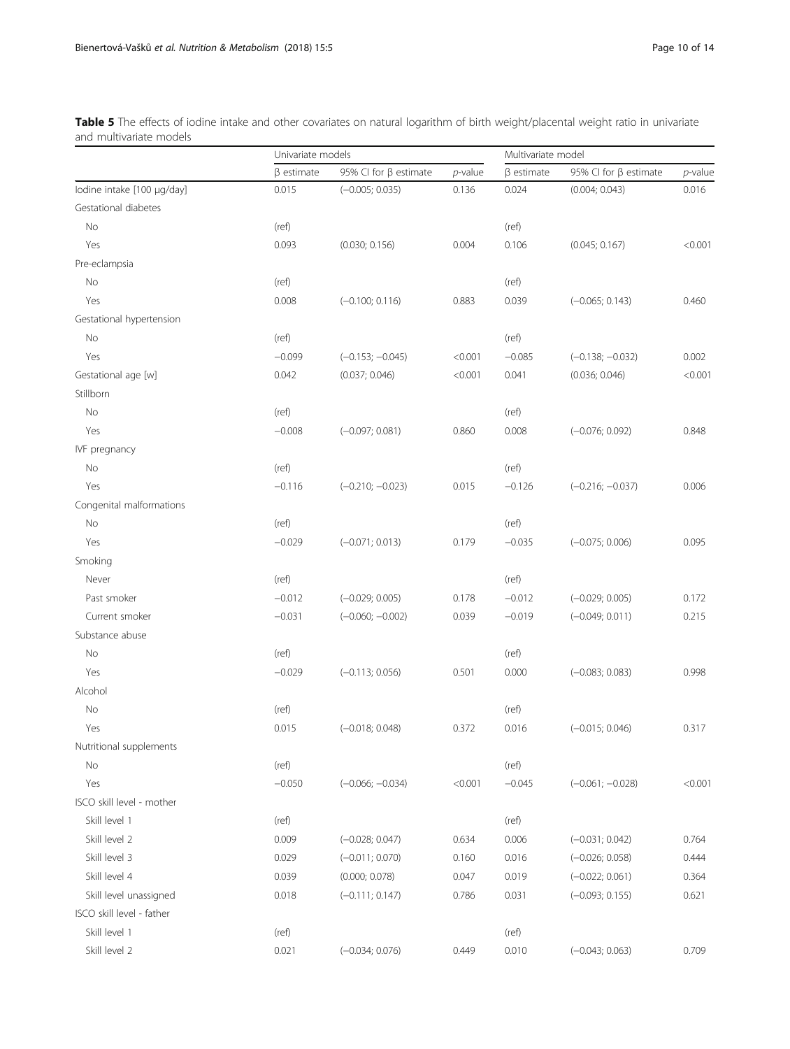**Table 5** The effects of iodine intake and other covariates on natural logarithm of birth weight/placental weight ratio in univariate and multivariate models

| | Univariate models | | | Multivariate model | | |
|---|---|---|---|---|---|---|
| | β estimate | 95% CI for β estimate | *p*-value | β estimate | 95% CI for β estimate | *p*-value |
| Iodine intake [100 μg/day] | 0.015 | (−0.005; 0.035) | 0.136 | 0.024 | (0.004; 0.043) | 0.016 |
| Gestational diabetes | | | | | | |
| No | (ref) | | | (ref) | | |
| Yes | 0.093 | (0.030; 0.156) | 0.004 | 0.106 | (0.045; 0.167) | <0.001 |
| Pre-eclampsia | | | | | | |
| No | (ref) | | | (ref) | | |
| Yes | 0.008 | (−0.100; 0.116) | 0.883 | 0.039 | (−0.065; 0.143) | 0.460 |
| Gestational hypertension | | | | | | |
| No | (ref) | | | (ref) | | |
| Yes | −0.099 | (−0.153; −0.045) | <0.001 | −0.085 | (−0.138; −0.032) | 0.002 |
| Gestational age [w] | 0.042 | (0.037; 0.046) | <0.001 | 0.041 | (0.036; 0.046) | <0.001 |
| Stillborn | | | | | | |
| No | (ref) | | | (ref) | | |
| Yes | −0.008 | (−0.097; 0.081) | 0.860 | 0.008 | (−0.076; 0.092) | 0.848 |
| IVF pregnancy | | | | | | |
| No | (ref) | | | (ref) | | |
| Yes | −0.116 | (−0.210; −0.023) | 0.015 | −0.126 | (−0.216; −0.037) | 0.006 |
| Congenital malformations | | | | | | |
| No | (ref) | | | (ref) | | |
| Yes | −0.029 | (−0.071; 0.013) | 0.179 | −0.035 | (−0.075; 0.006) | 0.095 |
| Smoking | | | | | | |
| Never | (ref) | | | (ref) | | |
| Past smoker | −0.012 | (−0.029; 0.005) | 0.178 | −0.012 | (−0.029; 0.005) | 0.172 |
| Current smoker | −0.031 | (−0.060; −0.002) | 0.039 | −0.019 | (−0.049; 0.011) | 0.215 |
| Substance abuse | | | | | | |
| No | (ref) | | | (ref) | | |
| Yes | −0.029 | (−0.113; 0.056) | 0.501 | 0.000 | (−0.083; 0.083) | 0.998 |
| Alcohol | | | | | | |
| No | (ref) | | | (ref) | | |
| Yes | 0.015 | (−0.018; 0.048) | 0.372 | 0.016 | (−0.015; 0.046) | 0.317 |
| Nutritional supplements | | | | | | |
| No | (ref) | | | (ref) | | |
| Yes | −0.050 | (−0.066; −0.034) | <0.001 | −0.045 | (−0.061; −0.028) | <0.001 |
| ISCO skill level - mother | | | | | | |
| Skill level 1 | (ref) | | | (ref) | | |
| Skill level 2 | 0.009 | (−0.028; 0.047) | 0.634 | 0.006 | (−0.031; 0.042) | 0.764 |
| Skill level 3 | 0.029 | (−0.011; 0.070) | 0.160 | 0.016 | (−0.026; 0.058) | 0.444 |
| Skill level 4 | 0.039 | (0.000; 0.078) | 0.047 | 0.019 | (−0.022; 0.061) | 0.364 |
| Skill level unassigned | 0.018 | (−0.111; 0.147) | 0.786 | 0.031 | (−0.093; 0.155) | 0.621 |
| ISCO skill level - father | | | | | | |
| Skill level 1 | (ref) | | | (ref) | | |
| Skill level 2 | 0.021 | (−0.034; 0.076) | 0.449 | 0.010 | (−0.043; 0.063) | 0.709 |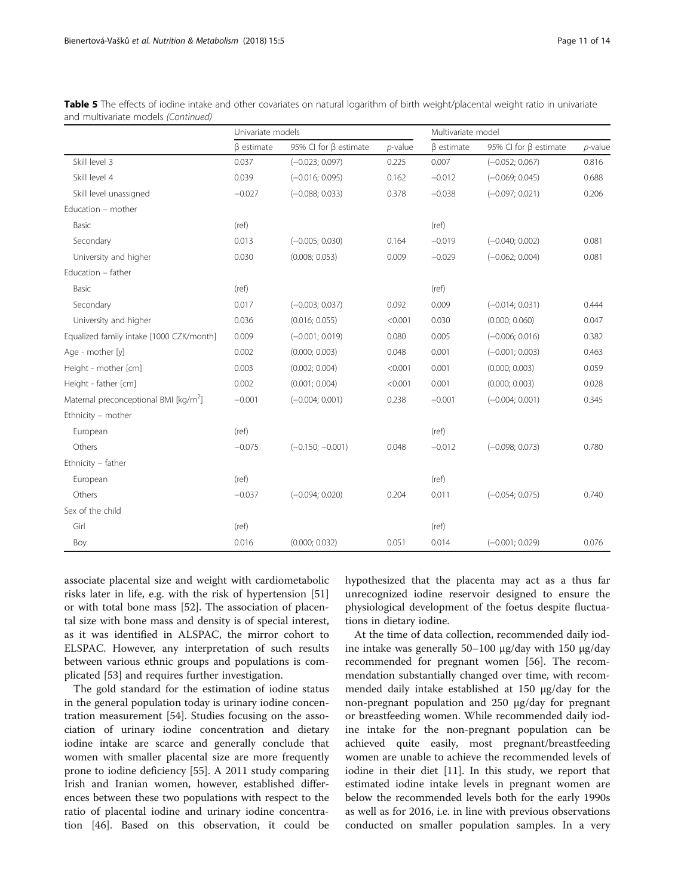**Table 5** The effects of iodine intake and other covariates on natural logarithm of birth weight/placental weight ratio in univariate and multivariate models *(Continued)*

| | Univariate models | | | Multivariate model | | |
|---|---|---|---|---|---|---|
| | β estimate | 95% CI for β estimate | *p*-value | β estimate | 95% CI for β estimate | *p*-value |
| Skill level 3 | 0.037 | (−0.023; 0.097) | 0.225 | 0.007 | (−0.052; 0.067) | 0.816 |
| Skill level 4 | 0.039 | (−0.016; 0.095) | 0.162 | −0.012 | (−0.069; 0.045) | 0.688 |
| Skill level unassigned | −0.027 | (−0.088; 0.033) | 0.378 | −0.038 | (−0.097; 0.021) | 0.206 |
| Education – mother | | | | | | |
| Basic | (ref) | | | (ref) | | |
| Secondary | 0.013 | (−0.005; 0.030) | 0.164 | −0.019 | (−0.040; 0.002) | 0.081 |
| University and higher | 0.030 | (0.008; 0.053) | 0.009 | −0.029 | (−0.062; 0.004) | 0.081 |
| Education – father | | | | | | |
| Basic | (ref) | | | (ref) | | |
| Secondary | 0.017 | (−0.003; 0.037) | 0.092 | 0.009 | (−0.014; 0.031) | 0.444 |
| University and higher | 0.036 | (0.016; 0.055) | <0.001 | 0.030 | (0.000; 0.060) | 0.047 |
| Equalized family intake [1000 CZK/month] | 0.009 | (−0.001; 0.019) | 0.080 | 0.005 | (−0.006; 0.016) | 0.382 |
| Age - mother [y] | 0.002 | (0.000; 0.003) | 0.048 | 0.001 | (−0.001; 0.003) | 0.463 |
| Height - mother [cm] | 0.003 | (0.002; 0.004) | <0.001 | 0.001 | (0.000; 0.003) | 0.059 |
| Height - father [cm] | 0.002 | (0.001; 0.004) | <0.001 | 0.001 | (0.000; 0.003) | 0.028 |
| Maternal preconceptional BMI [kg/m$^2$] | −0.001 | (−0.004; 0.001) | 0.238 | −0.001 | (−0.004; 0.001) | 0.345 |
| Ethnicity – mother | | | | | | |
| European | (ref) | | | (ref) | | |
| Others | −0.075 | (−0.150; −0.001) | 0.048 | −0.012 | (−0.098; 0.073) | 0.780 |
| Ethnicity – father | | | | | | |
| European | (ref) | | | (ref) | | |
| Others | −0.037 | (−0.094; 0.020) | 0.204 | 0.011 | (−0.054; 0.075) | 0.740 |
| Sex of the child | | | | | | |
| Girl | (ref) | | | (ref) | | |
| Boy | 0.016 | (0.000; 0.032) | 0.051 | 0.014 | (−0.001; 0.029) | 0.076 |

associate placental size and weight with cardiometabolic risks later in life, e.g. with the risk of hypertension [51] or with total bone mass [52]. The association of placental size with bone mass and density is of special interest, as it was identified in ALSPAC, the mirror cohort to ELSPAC. However, any interpretation of such results between various ethnic groups and populations is complicated [53] and requires further investigation.

The gold standard for the estimation of iodine status in the general population today is urinary iodine concentration measurement [54]. Studies focusing on the association of urinary iodine concentration and dietary iodine intake are scarce and generally conclude that women with smaller placental size are more frequently prone to iodine deficiency [55]. A 2011 study comparing Irish and Iranian women, however, established differences between these two populations with respect to the ratio of placental iodine and urinary iodine concentration [46]. Based on this observation, it could be hypothesized that the placenta may act as a thus far unrecognized iodine reservoir designed to ensure the physiological development of the foetus despite fluctuations in dietary iodine.

At the time of data collection, recommended daily iodine intake was generally 50–100 μg/day with 150 μg/day recommended for pregnant women [56]. The recommendation substantially changed over time, with recommended daily intake established at 150 μg/day for the non-pregnant population and 250 μg/day for pregnant or breastfeeding women. While recommended daily iodine intake for the non-pregnant population can be achieved quite easily, most pregnant/breastfeeding women are unable to achieve the recommended levels of iodine in their diet [11]. In this study, we report that estimated iodine intake levels in pregnant women are below the recommended levels both for the early 1990s as well as for 2016, i.e. in line with previous observations conducted on smaller population samples. In a very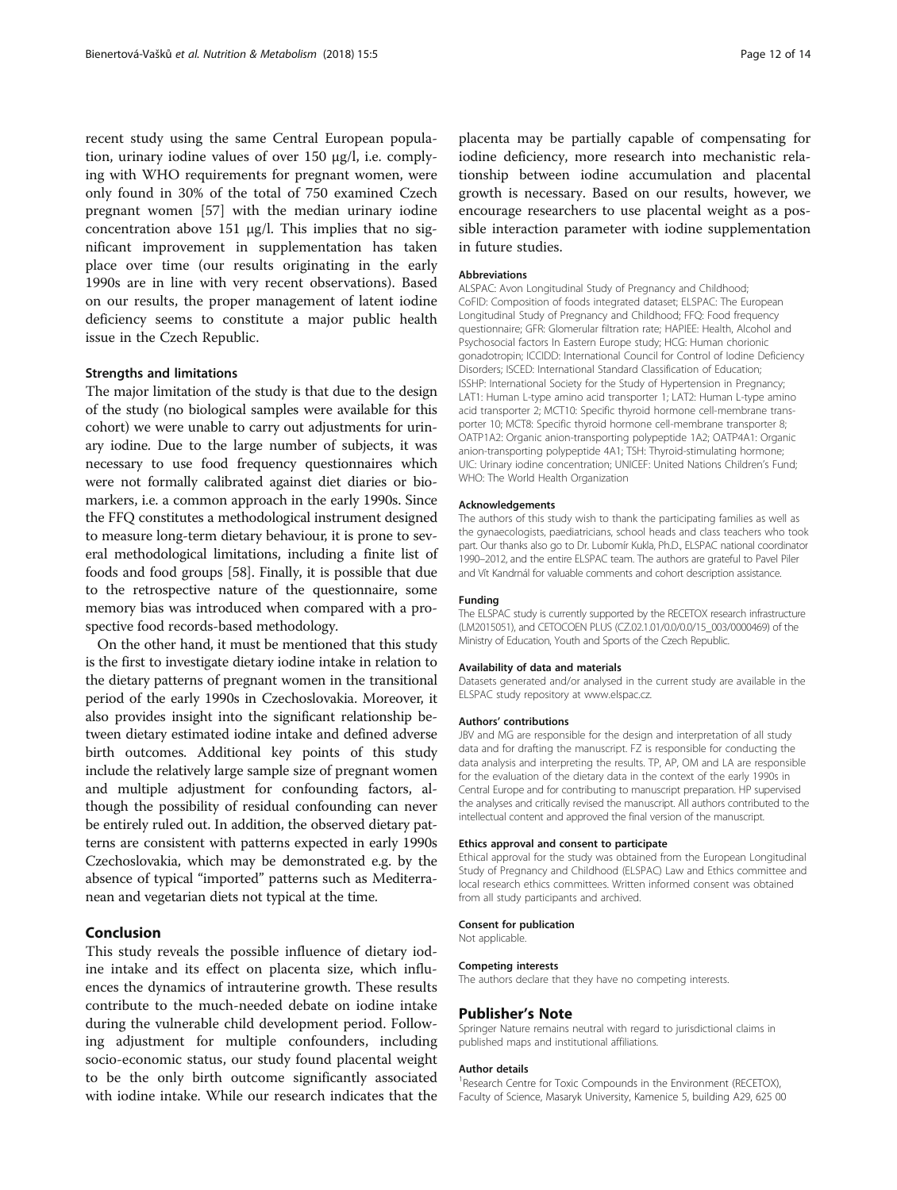recent study using the same Central European population, urinary iodine values of over 150 μg/l, i.e. complying with WHO requirements for pregnant women, were only found in 30% of the total of 750 examined Czech pregnant women [57] with the median urinary iodine concentration above 151 μg/l. This implies that no significant improvement in supplementation has taken place over time (our results originating in the early 1990s are in line with very recent observations). Based on our results, the proper management of latent iodine deficiency seems to constitute a major public health issue in the Czech Republic.

### Strengths and limitations

The major limitation of the study is that due to the design of the study (no biological samples were available for this cohort) we were unable to carry out adjustments for urinary iodine. Due to the large number of subjects, it was necessary to use food frequency questionnaires which were not formally calibrated against diet diaries or biomarkers, i.e. a common approach in the early 1990s. Since the FFQ constitutes a methodological instrument designed to measure long-term dietary behaviour, it is prone to several methodological limitations, including a finite list of foods and food groups [58]. Finally, it is possible that due to the retrospective nature of the questionnaire, some memory bias was introduced when compared with a prospective food records-based methodology.

On the other hand, it must be mentioned that this study is the first to investigate dietary iodine intake in relation to the dietary patterns of pregnant women in the transitional period of the early 1990s in Czechoslovakia. Moreover, it also provides insight into the significant relationship between dietary estimated iodine intake and defined adverse birth outcomes. Additional key points of this study include the relatively large sample size of pregnant women and multiple adjustment for confounding factors, although the possibility of residual confounding can never be entirely ruled out. In addition, the observed dietary patterns are consistent with patterns expected in early 1990s Czechoslovakia, which may be demonstrated e.g. by the absence of typical "imported" patterns such as Mediterranean and vegetarian diets not typical at the time.

## Conclusion

This study reveals the possible influence of dietary iodine intake and its effect on placenta size, which influences the dynamics of intrauterine growth. These results contribute to the much-needed debate on iodine intake during the vulnerable child development period. Following adjustment for multiple confounders, including socio-economic status, our study found placental weight to be the only birth outcome significantly associated with iodine intake. While our research indicates that the placenta may be partially capable of compensating for iodine deficiency, more research into mechanistic relationship between iodine accumulation and placental growth is necessary. Based on our results, however, we encourage researchers to use placental weight as a possible interaction parameter with iodine supplementation in future studies.

#### Abbreviations

ALSPAC: Avon Longitudinal Study of Pregnancy and Childhood; CoFID: Composition of foods integrated dataset; ELSPAC: The European Longitudinal Study of Pregnancy and Childhood; FFQ: Food frequency questionnaire; GFR: Glomerular filtration rate; HAPIEE: Health, Alcohol and Psychosocial factors In Eastern Europe study; HCG: Human chorionic gonadotropin; ICCIDD: International Council for Control of Iodine Deficiency Disorders; ISCED: International Standard Classification of Education; ISSHP: International Society for the Study of Hypertension in Pregnancy; LAT1: Human L-type amino acid transporter 1; LAT2: Human L-type amino acid transporter 2; MCT10: Specific thyroid hormone cell-membrane transporter 10; MCT8: Specific thyroid hormone cell-membrane transporter 8; OATP1A2: Organic anion-transporting polypeptide 1A2; OATP4A1: Organic anion-transporting polypeptide 4A1; TSH: Thyroid-stimulating hormone; UIC: Urinary iodine concentration; UNICEF: United Nations Children's Fund; WHO: The World Health Organization

#### Acknowledgements

The authors of this study wish to thank the participating families as well as the gynaecologists, paediatricians, school heads and class teachers who took part. Our thanks also go to Dr. Lubomír Kukla, Ph.D., ELSPAC national coordinator 1990–2012, and the entire ELSPAC team. The authors are grateful to Pavel Piler and Vít Kandrnál for valuable comments and cohort description assistance.

#### Funding

The ELSPAC study is currently supported by the RECETOX research infrastructure (LM2015051), and CETOCOEN PLUS (CZ.02.1.01/0.0/0.0/15_003/0000469) of the Ministry of Education, Youth and Sports of the Czech Republic.

#### Availability of data and materials

Datasets generated and/or analysed in the current study are available in the ELSPAC study repository at www.elspac.cz.

#### Authors' contributions

JBV and MG are responsible for the design and interpretation of all study data and for drafting the manuscript. FZ is responsible for conducting the data analysis and interpreting the results. TP, AP, OM and LA are responsible for the evaluation of the dietary data in the context of the early 1990s in Central Europe and for contributing to manuscript preparation. HP supervised the analyses and critically revised the manuscript. All authors contributed to the intellectual content and approved the final version of the manuscript.

#### Ethics approval and consent to participate

Ethical approval for the study was obtained from the European Longitudinal Study of Pregnancy and Childhood (ELSPAC) Law and Ethics committee and local research ethics committees. Written informed consent was obtained from all study participants and archived.

#### Consent for publication

Not applicable.

#### Competing interests

The authors declare that they have no competing interests.

## Publisher's Note

Springer Nature remains neutral with regard to jurisdictional claims in published maps and institutional affiliations.

#### Author details

[1]Research Centre for Toxic Compounds in the Environment (RECETOX), Faculty of Science, Masaryk University, Kamenice 5, building A29, 625 00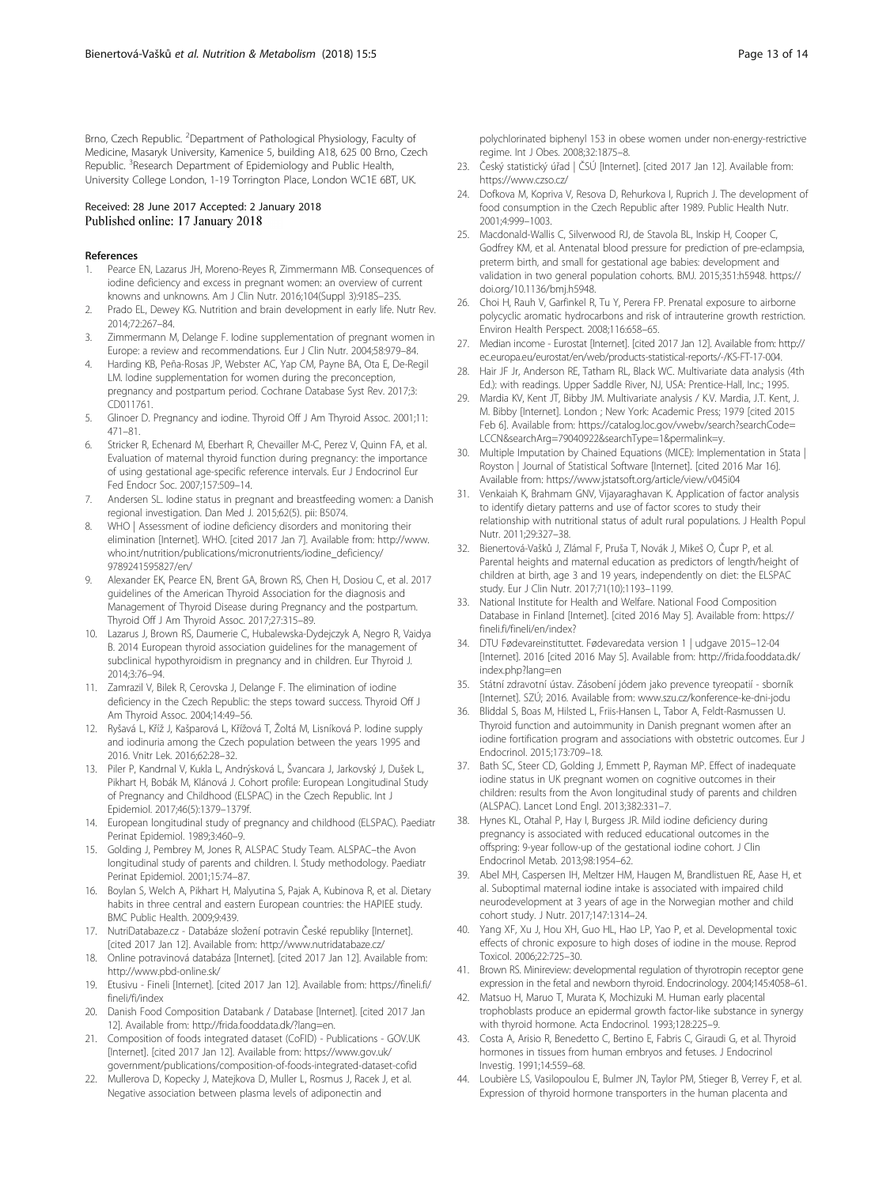Brno, Czech Republic. [2]Department of Pathological Physiology, Faculty of Medicine, Masaryk University, Kamenice 5, building A18, 625 00 Brno, Czech Republic. [3]Research Department of Epidemiology and Public Health, University College London, 1-19 Torrington Place, London WC1E 6BT, UK.

Received: 28 June 2017 Accepted: 2 January 2018
Published online: 17 January 2018

## References

1. Pearce EN, Lazarus JH, Moreno-Reyes R, Zimmermann MB. Consequences of iodine deficiency and excess in pregnant women: an overview of current knowns and unknowns. Am J Clin Nutr. 2016;104(Suppl 3):918S–23S.
2. Prado EL, Dewey KG. Nutrition and brain development in early life. Nutr Rev. 2014;72:267–84.
3. Zimmermann M, Delange F. Iodine supplementation of pregnant women in Europe: a review and recommendations. Eur J Clin Nutr. 2004;58:979–84.
4. Harding KB, Peña-Rosas JP, Webster AC, Yap CM, Payne BA, Ota E, De-Regil LM. Iodine supplementation for women during the preconception, pregnancy and postpartum period. Cochrane Database Syst Rev. 2017;3: CD011761.
5. Glinoer D. Pregnancy and iodine. Thyroid Off J Am Thyroid Assoc. 2001;11: 471–81.
6. Stricker R, Echenard M, Eberhart R, Chevailler M-C, Perez V, Quinn FA, et al. Evaluation of maternal thyroid function during pregnancy: the importance of using gestational age-specific reference intervals. Eur J Endocrinol Eur Fed Endocr Soc. 2007;157:509–14.
7. Andersen SL. Iodine status in pregnant and breastfeeding women: a Danish regional investigation. Dan Med J. 2015;62(5). pii: B5074.
8. WHO | Assessment of iodine deficiency disorders and monitoring their elimination [Internet]. WHO. [cited 2017 Jan 7]. Available from: http://www.who.int/nutrition/publications/micronutrients/iodine_deficiency/9789241595827/en/
9. Alexander EK, Pearce EN, Brent GA, Brown RS, Chen H, Dosiou C, et al. 2017 guidelines of the American Thyroid Association for the diagnosis and Management of Thyroid Disease during Pregnancy and the postpartum. Thyroid Off J Am Thyroid Assoc. 2017;27:315–89.
10. Lazarus J, Brown RS, Daumerie C, Hubalewska-Dydejczyk A, Negro R, Vaidya B. 2014 European thyroid association guidelines for the management of subclinical hypothyroidism in pregnancy and in children. Eur Thyroid J. 2014;3:76–94.
11. Zamrazil V, Bilek R, Cerovska J, Delange F. The elimination of iodine deficiency in the Czech Republic: the steps toward success. Thyroid Off J Am Thyroid Assoc. 2004;14:49–56.
12. Ryšavá L, Kříž J, Kašparová L, Křížová T, Žoltá M, Lisníková P. Iodine supply and iodinuria among the Czech population between the years 1995 and 2016. Vnitr Lek. 2016;62:28–32.
13. Piler P, Kandrnal V, Kukla L, Andrýsková L, Švancara J, Jarkovský J, Dušek L, Pikhart H, Bobák M, Klánová J. Cohort profile: European Longitudinal Study of Pregnancy and Childhood (ELSPAC) in the Czech Republic. Int J Epidemiol. 2017;46(5):1379–1379f.
14. European longitudinal study of pregnancy and childhood (ELSPAC). Paediatr Perinat Epidemiol. 1989;3:460–9.
15. Golding J, Pembrey M, Jones R, ALSPAC Study Team. ALSPAC–the Avon longitudinal study of parents and children. I. Study methodology. Paediatr Perinat Epidemiol. 2001;15:74–87.
16. Boylan S, Welch A, Pikhart H, Malyutina S, Pajak A, Kubinova R, et al. Dietary habits in three central and eastern European countries: the HAPIEE study. BMC Public Health. 2009;9:439.
17. NutriDatabaze.cz - Databáze složení potravin České republiky [Internet]. [cited 2017 Jan 12]. Available from: http://www.nutridatabaze.cz/
18. Online potravinová databáza [Internet]. [cited 2017 Jan 12]. Available from: http://www.pbd-online.sk/
19. Etusivu - Fineli [Internet]. [cited 2017 Jan 12]. Available from: https://fineli.fi/fineli/fi/index
20. Danish Food Composition Databank / Database [Internet]. [cited 2017 Jan 12]. Available from: http://frida.fooddata.dk/?lang=en.
21. Composition of foods integrated dataset (CoFID) - Publications - GOV.UK [Internet]. [cited 2017 Jan 12]. Available from: https://www.gov.uk/government/publications/composition-of-foods-integrated-dataset-cofid
22. Mullerova D, Kopecky J, Matejkova D, Muller L, Rosmus J, Racek J, et al. Negative association between plasma levels of adiponectin and polychlorinated biphenyl 153 in obese women under non-energy-restrictive regime. Int J Obes. 2008;32:1875–8.
23. Český statistický úřad | ČSÚ [Internet]. [cited 2017 Jan 12]. Available from: https://www.czso.cz/
24. Dofkova M, Kopriva V, Resova D, Rehurkova I, Ruprich J. The development of food consumption in the Czech Republic after 1989. Public Health Nutr. 2001;4:999–1003.
25. Macdonald-Wallis C, Silverwood RJ, de Stavola BL, Inskip H, Cooper C, Godfrey KM, et al. Antenatal blood pressure for prediction of pre-eclampsia, preterm birth, and small for gestational age babies: development and validation in two general population cohorts. BMJ. 2015;351:h5948. https://doi.org/10.1136/bmj.h5948.
26. Choi H, Rauh V, Garfinkel R, Tu Y, Perera FP. Prenatal exposure to airborne polycyclic aromatic hydrocarbons and risk of intrauterine growth restriction. Environ Health Perspect. 2008;116:658–65.
27. Median income - Eurostat [Internet]. [cited 2017 Jan 12]. Available from: http://ec.europa.eu/eurostat/en/web/products-statistical-reports/-/KS-FT-17-004.
28. Hair JF Jr, Anderson RE, Tatham RL, Black WC. Multivariate data analysis (4th Ed.): with readings. Upper Saddle River, NJ, USA: Prentice-Hall, Inc.; 1995.
29. Mardia KV, Kent JT, Bibby JM. Multivariate analysis / K.V. Mardia, J.T. Kent, J. M. Bibby [Internet]. London ; New York: Academic Press; 1979 [cited 2015 Feb 6]. Available from: https://catalog.loc.gov/vwebv/search?searchCode=LCCN&searchArg=79040922&searchType=1&permalink=y.
30. Multiple Imputation by Chained Equations (MICE): Implementation in Stata | Royston | Journal of Statistical Software [Internet]. [cited 2016 Mar 16]. Available from: https://www.jstatsoft.org/article/view/v045i04
31. Venkaiah K, Brahmam GNV, Vijayaraghavan K. Application of factor analysis to identify dietary patterns and use of factor scores to study their relationship with nutritional status of adult rural populations. J Health Popul Nutr. 2011;29:327–38.
32. Bienertová-Vašků J, Zlámal F, Pruša T, Novák J, Mikeš O, Čupr P, et al. Parental heights and maternal education as predictors of length/height of children at birth, age 3 and 19 years, independently on diet: the ELSPAC study. Eur J Clin Nutr. 2017;71(10):1193–1199.
33. National Institute for Health and Welfare. National Food Composition Database in Finland [Internet]. [cited 2016 May 5]. Available from: https://fineli.fi/fineli/en/index?
34. DTU Fødevareinstituttet. Fødevaredata version 1 | udgave 2015–12-04 [Internet]. 2016 [cited 2016 May 5]. Available from: http://frida.fooddata.dk/index.php?lang=en
35. Státní zdravotní ústav. Zásobení jódem jako prevence tyreopatií - sborník [Internet]. SZÚ; 2016. Available from: www.szu.cz/konference-ke-dni-jodu
36. Bliddal S, Boas M, Hilsted L, Friis-Hansen L, Tabor A, Feldt-Rasmussen U. Thyroid function and autoimmunity in Danish pregnant women after an iodine fortification program and associations with obstetric outcomes. Eur J Endocrinol. 2015;173:709–18.
37. Bath SC, Steer CD, Golding J, Emmett P, Rayman MP. Effect of inadequate iodine status in UK pregnant women on cognitive outcomes in their children: results from the Avon longitudinal study of parents and children (ALSPAC). Lancet Lond Engl. 2013;382:331–7.
38. Hynes KL, Otahal P, Hay I, Burgess JR. Mild iodine deficiency during pregnancy is associated with reduced educational outcomes in the offspring: 9-year follow-up of the gestational iodine cohort. J Clin Endocrinol Metab. 2013;98:1954–62.
39. Abel MH, Caspersen IH, Meltzer HM, Haugen M, Brandlistuen RE, Aase H, et al. Suboptimal maternal iodine intake is associated with impaired child neurodevelopment at 3 years of age in the Norwegian mother and child cohort study. J Nutr. 2017;147:1314–24.
40. Yang XF, Xu J, Hou XH, Guo HL, Hao LP, Yao P, et al. Developmental toxic effects of chronic exposure to high doses of iodine in the mouse. Reprod Toxicol. 2006;22:725–30.
41. Brown RS. Minireview: developmental regulation of thyrotropin receptor gene expression in the fetal and newborn thyroid. Endocrinology. 2004;145:4058–61.
42. Matsuo H, Maruo T, Murata K, Mochizuki M. Human early placental trophoblasts produce an epidermal growth factor-like substance in synergy with thyroid hormone. Acta Endocrinol. 1993;128:225–9.
43. Costa A, Arisio R, Benedetto C, Bertino E, Fabris C, Giraudi G, et al. Thyroid hormones in tissues from human embryos and fetuses. J Endocrinol Investig. 1991;14:559–68.
44. Loubière LS, Vasilopoulou E, Bulmer JN, Taylor PM, Stieger B, Verrey F, et al. Expression of thyroid hormone transporters in the human placenta and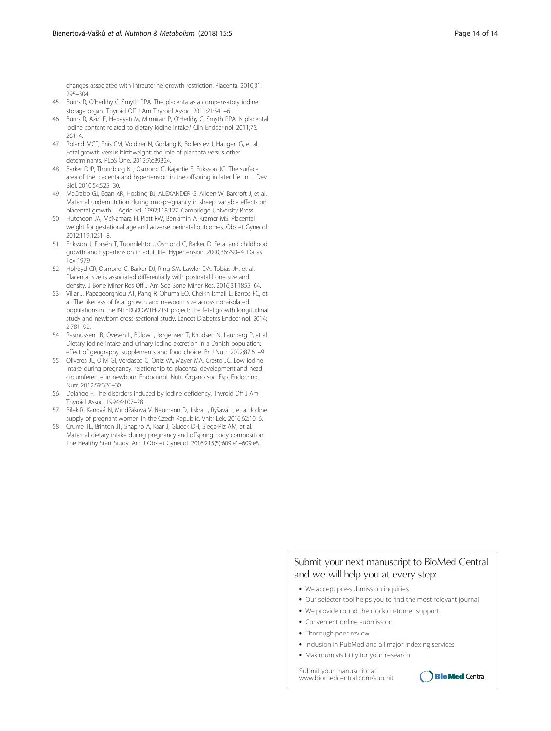changes associated with intrauterine growth restriction. Placenta. 2010;31: 295–304.

45. Burns R, O'Herlihy C, Smyth PPA. The placenta as a compensatory iodine storage organ. Thyroid Off J Am Thyroid Assoc. 2011;21:541–6.
46. Burns R, Azizi F, Hedayati M, Mirmiran P, O'Herlihy C, Smyth PPA. Is placental iodine content related to dietary iodine intake? Clin Endocrinol. 2011;75: 261–4.
47. Roland MCP, Friis CM, Voldner N, Godang K, Bollerslev J, Haugen G, et al. Fetal growth versus birthweight: the role of placenta versus other determinants. PLoS One. 2012;7:e39324.
48. Barker DJP, Thornburg KL, Osmond C, Kajantie E, Eriksson JG. The surface area of the placenta and hypertension in the offspring in later life. Int J Dev Biol. 2010;54:525–30.
49. McCrabb GJ, Egan AR, Hosking BJ, ALEXANDER G, Allden W, Barcroft J, et al. Maternal undernutrition during mid-pregnancy in sheep: variable effects on placental growth. J Agric Sci. 1992;118:127. Cambridge University Press
50. Hutcheon JA, McNamara H, Platt RW, Benjamin A, Kramer MS. Placental weight for gestational age and adverse perinatal outcomes. Obstet Gynecol. 2012;119:1251–8.
51. Eriksson J, Forsén T, Tuomilehto J, Osmond C, Barker D. Fetal and childhood growth and hypertension in adult life. Hypertension. 2000;36:790–4. Dallas Tex 1979
52. Holroyd CR, Osmond C, Barker DJ, Ring SM, Lawlor DA, Tobias JH, et al. Placental size is associated differentially with postnatal bone size and density. J Bone Miner Res Off J Am Soc Bone Miner Res. 2016;31:1855–64.
53. Villar J, Papageorghiou AT, Pang R, Ohuma EO, Cheikh Ismail L, Barros FC, et al. The likeness of fetal growth and newborn size across non-isolated populations in the INTERGROWTH-21st project: the fetal growth longitudinal study and newborn cross-sectional study. Lancet Diabetes Endocrinol. 2014; 2:781–92.
54. Rasmussen LB, Ovesen L, Bülow I, Jørgensen T, Knudsen N, Laurberg P, et al. Dietary iodine intake and urinary iodine excretion in a Danish population: effect of geography, supplements and food choice. Br J Nutr. 2002;87:61–9.
55. Olivares JL, Olivi GI, Verdasco C, Ortiz VA, Mayer MA, Cresto JC. Low iodine intake during pregnancy: relationship to placental development and head circumference in newborn. Endocrinol. Nutr. Órgano soc. Esp. Endocrinol. Nutr. 2012;59:326–30.
56. Delange F. The disorders induced by iodine deficiency. Thyroid Off J Am Thyroid Assoc. 1994;4:107–28.
57. Bílek R, Kaňová N, Mindžáková V, Neumann D, Jiskra J, Ryšavá L, et al. Iodine supply of pregnant women in the Czech Republic. Vnitr Lek. 2016;62:10–6.
58. Crume TL, Brinton JT, Shapiro A, Kaar J, Glueck DH, Siega-Riz AM, et al. Maternal dietary intake during pregnancy and offspring body composition: The Healthy Start Study. Am J Obstet Gynecol. 2016;215(5):609.e1–609.e8.

Submit your next manuscript to BioMed Central and we will help you at every step:

- We accept pre-submission inquiries
- Our selector tool helps you to find the most relevant journal
- We provide round the clock customer support
- Convenient online submission
- Thorough peer review
- Inclusion in PubMed and all major indexing services
- Maximum visibility for your research

Submit your manuscript at
www.biomedcentral.com/submit

BioMed Central